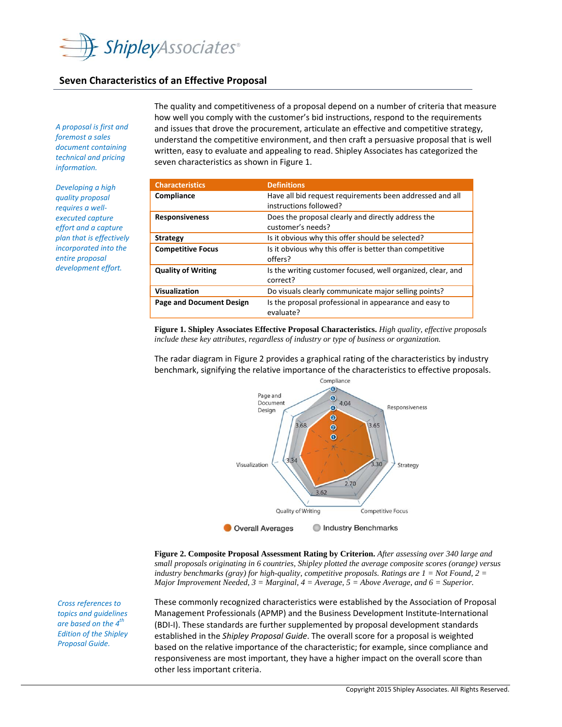# Shipley Associates

## Seven Characteristics of an Effective Proposal

*A proposal is first and foremost a sales document containing technical and pricing information.*

*Developing a high quality proposal requires a well-executed capture effort and a capture plan that is effectively incorporated into the entire proposal development effort.*

The quality and competitiveness of a proposal depend on a number of criteria that measure how well you comply with the customer's bid instructions, respond to the requirements and issues that drove the procurement, articulate an effective and competitive strategy, understand the competitive environment, and then craft a persuasive proposal that is well written, easy to evaluate and appealing to read. Shipley Associates has categorized the seven characteristics as shown in Figure 1.

| Characteristics | Definitions |
|---|---|
| **Compliance** | Have all bid request requirements been addressed and all instructions followed? |
| **Responsiveness** | Does the proposal clearly and directly address the customer's needs? |
| **Strategy** | Is it obvious why this offer should be selected? |
| **Competitive Focus** | Is it obvious why this offer is better than competitive offers? |
| **Quality of Writing** | Is the writing customer focused, well organized, clear, and correct? |
| **Visualization** | Do visuals clearly communicate major selling points? |
| **Page and Document Design** | Is the proposal professional in appearance and easy to evaluate? |

**Figure 1. Shipley Associates Effective Proposal Characteristics.** *High quality, effective proposals include these key attributes, regardless of industry or type of business or organization.*

The radar diagram in Figure 2 provides a graphical rating of the characteristics by industry benchmark, signifying the relative importance of the characteristics to effective proposals.

**Figure 2. Composite Proposal Assessment Rating by Criterion.** *After assessing over 340 large and small proposals originating in 6 countries, Shipley plotted the average composite scores (orange) versus industry benchmarks (gray) for high-quality, competitive proposals. Ratings are 1 = Not Found, 2 = Major Improvement Needed, 3 = Marginal, 4 = Average, 5 = Above Average, and 6 = Superior.*

*Cross references to topics and guidelines are based on the 4th Edition of the Shipley Proposal Guide.*

These commonly recognized characteristics were established by the Association of Proposal Management Professionals (APMP) and the Business Development Institute-International (BDI-I). These standards are further supplemented by proposal development standards established in the *Shipley Proposal Guide*. The overall score for a proposal is weighted based on the relative importance of the characteristic; for example, since compliance and responsiveness are most important, they have a higher impact on the overall score than other less important criteria.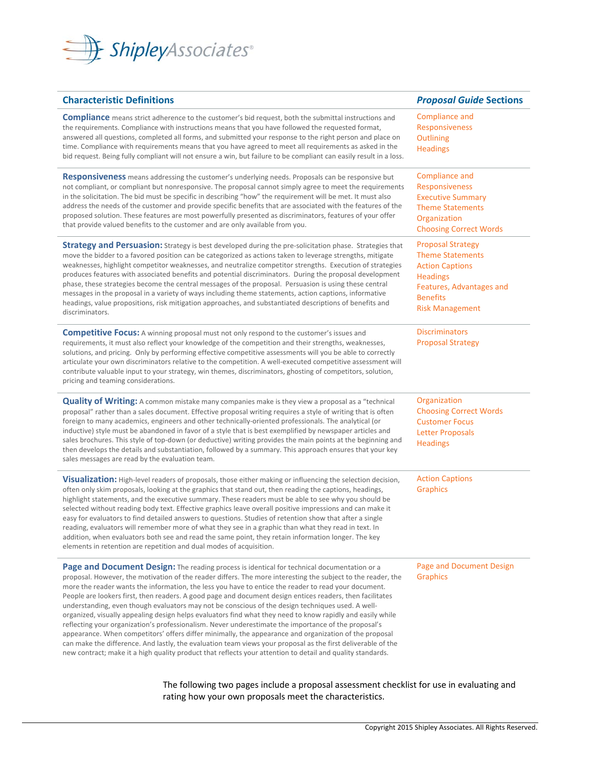| Characteristic Definitions | *Proposal Guide* Sections |
|---|---|
| **Compliance** means strict adherence to the customer's bid request, both the submittal instructions and the requirements. Compliance with instructions means that you have followed the requested format, answered all questions, completed all forms, and submitted your response to the right person and place on time. Compliance with requirements means that you have agreed to meet all requirements as asked in the bid request. Being fully compliant will not ensure a win, but failure to be compliant can easily result in a loss. | Compliance and Responsiveness<br>Outlining<br>Headings |
| **Responsiveness** means addressing the customer's underlying needs. Proposals can be responsive but not compliant, or compliant but nonresponsive. The proposal cannot simply agree to meet the requirements in the solicitation. The bid must be specific in describing "how" the requirement will be met. It must also address the needs of the customer and provide specific benefits that are associated with the features of the proposed solution. These features are most powerfully presented as discriminators, features of your offer that provide valued benefits to the customer and are only available from you. | Compliance and Responsiveness<br>Executive Summary<br>Theme Statements<br>Organization<br>Choosing Correct Words |
| **Strategy and Persuasion:** Strategy is best developed during the pre-solicitation phase. Strategies that move the bidder to a favored position can be categorized as actions taken to leverage strengths, mitigate weaknesses, highlight competitor weaknesses, and neutralize competitor strengths. Execution of strategies produces features with associated benefits and potential discriminators. During the proposal development phase, these strategies become the central messages of the proposal. Persuasion is using these central messages in the proposal in a variety of ways including theme statements, action captions, informative headings, value propositions, risk mitigation approaches, and substantiated descriptions of benefits and discriminators. | Proposal Strategy<br>Theme Statements<br>Action Captions<br>Headings<br>Features, Advantages and Benefits<br>Risk Management |
| **Competitive Focus:** A winning proposal must not only respond to the customer's issues and requirements, it must also reflect your knowledge of the competition and their strengths, weaknesses, solutions, and pricing. Only by performing effective competitive assessments will you be able to correctly articulate your own discriminators relative to the competition. A well-executed competitive assessment will contribute valuable input to your strategy, win themes, discriminators, ghosting of competitors, solution, pricing and teaming considerations. | Discriminators<br>Proposal Strategy |
| **Quality of Writing:** A common mistake many companies make is they view a proposal as a "technical proposal" rather than a sales document. Effective proposal writing requires a style of writing that is often foreign to many academics, engineers and other technically-oriented professionals. The analytical (or inductive) style must be abandoned in favor of a style that is best exemplified by newspaper articles and sales brochures. This style of top-down (or deductive) writing provides the main points at the beginning and then develops the details and substantiation, followed by a summary. This approach ensures that your key sales messages are read by the evaluation team. | Organization<br>Choosing Correct Words<br>Customer Focus<br>Letter Proposals<br>Headings |
| **Visualization:** High-level readers of proposals, those either making or influencing the selection decision, often only skim proposals, looking at the graphics that stand out, then reading the captions, headings, highlight statements, and the executive summary. These readers must be able to see why you should be selected without reading body text. Effective graphics leave overall positive impressions and can make it easy for evaluators to find detailed answers to questions. Studies of retention show that after a single reading, evaluators will remember more of what they see in a graphic than what they read in text. In addition, when evaluators both see and read the same point, they retain information longer. The key elements in retention are repetition and dual modes of acquisition. | Action Captions<br>Graphics |
| **Page and Document Design:** The reading process is identical for technical documentation or a proposal. However, the motivation of the reader differs. The more interesting the subject to the reader, the more the reader wants the information, the less you have to entice the reader to read your document. People are lookers first, then readers. A good page and document design entices readers, then facilitates understanding, even though evaluators may not be conscious of the design techniques used. A well-organized, visually appealing design helps evaluators find what they need to know rapidly and easily while reflecting your organization's professionalism. Never underestimate the importance of the proposal's appearance. When competitors' offers differ minimally, the appearance and organization of the proposal can make the difference. And lastly, the evaluation team views your proposal as the first deliverable of the new contract; make it a high quality product that reflects your attention to detail and quality standards. | Page and Document Design<br>Graphics |

The following two pages include a proposal assessment checklist for use in evaluating and rating how your own proposals meet the characteristics.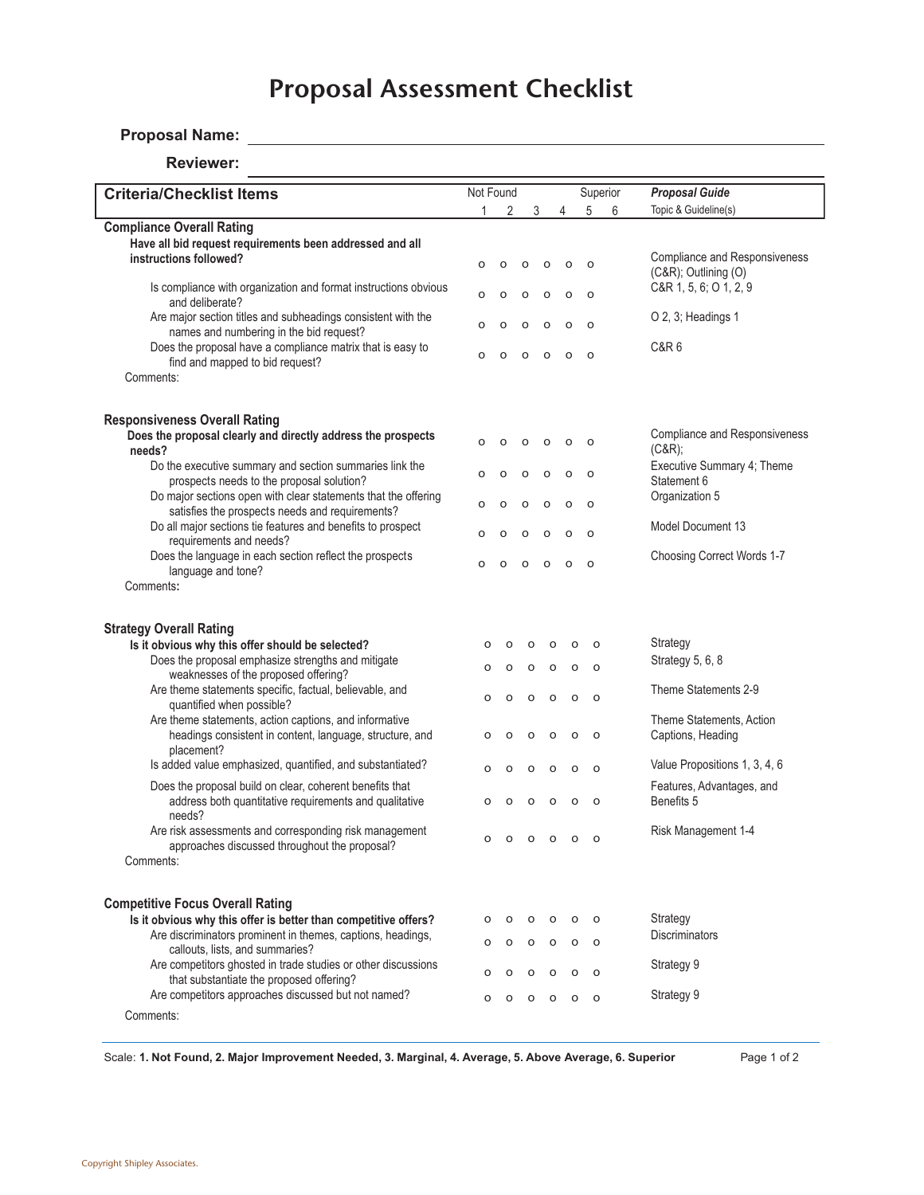# Proposal Assessment Checklist

**Proposal Name:** ______________________

**Reviewer:** ______________________

| Criteria/Checklist Items | Not Found 1 | 2 | 3 | 4 | 5 | Superior 6 | *Proposal Guide* Topic & Guideline(s) |
|---|---|---|---|---|---|---|---|
| **Compliance Overall Rating** | | | | | | | |
| **Have all bid request requirements been addressed and all instructions followed?** | o | o | o | o | o | o | Compliance and Responsiveness (C&R); Outlining (O) |
| Is compliance with organization and format instructions obvious and deliberate? | o | o | o | o | o | o | C&R 1, 5, 6; O 1, 2, 9 |
| Are major section titles and subheadings consistent with the names and numbering in the bid request? | o | o | o | o | o | o | O 2, 3; Headings 1 |
| Does the proposal have a compliance matrix that is easy to find and mapped to bid request? | o | o | o | o | o | o | C&R 6 |
| Comments: | | | | | | | |
| **Responsiveness Overall Rating** | | | | | | | |
| **Does the proposal clearly and directly address the prospects needs?** | o | o | o | o | o | o | Compliance and Responsiveness (C&R); |
| Do the executive summary and section summaries link the prospects needs to the proposal solution? | o | o | o | o | o | o | Executive Summary 4; Theme Statement 6 |
| Do major sections open with clear statements that the offering satisfies the prospects needs and requirements? | o | o | o | o | o | o | Organization 5 |
| Do all major sections tie features and benefits to prospect requirements and needs? | o | o | o | o | o | o | Model Document 13 |
| Does the language in each section reflect the prospects language and tone? | o | o | o | o | o | o | Choosing Correct Words 1-7 |
| Comments: | | | | | | | |
| **Strategy Overall Rating** | | | | | | | |
| **Is it obvious why this offer should be selected?** | o | o | o | o | o | o | Strategy |
| Does the proposal emphasize strengths and mitigate weaknesses of the proposed offering? | o | o | o | o | o | o | Strategy 5, 6, 8 |
| Are theme statements specific, factual, believable, and quantified when possible? | o | o | o | o | o | o | Theme Statements 2-9 |
| Are theme statements, action captions, and informative headings consistent in content, language, structure, and placement? | o | o | o | o | o | o | Theme Statements, Action Captions, Heading |
| Is added value emphasized, quantified, and substantiated? | o | o | o | o | o | o | Value Propositions 1, 3, 4, 6 |
| Does the proposal build on clear, coherent benefits that address both quantitative requirements and qualitative needs? | o | o | o | o | o | o | Features, Advantages, and Benefits 5 |
| Are risk assessments and corresponding risk management approaches discussed throughout the proposal? | o | o | o | o | o | o | Risk Management 1-4 |
| Comments: | | | | | | | |
| **Competitive Focus Overall Rating** | | | | | | | |
| **Is it obvious why this offer is better than competitive offers?** | o | o | o | o | o | o | Strategy |
| Are discriminators prominent in themes, captions, headings, callouts, lists, and summaries? | o | o | o | o | o | o | Discriminators |
| Are competitors ghosted in trade studies or other discussions that substantiate the proposed offering? | o | o | o | o | o | o | Strategy 9 |
| Are competitors approaches discussed but not named? | o | o | o | o | o | o | Strategy 9 |
| Comments: | | | | | | | |

Scale: **1. Not Found, 2. Major Improvement Needed, 3. Marginal, 4. Average, 5. Above Average, 6. Superior**

Copyright Shipley Associates.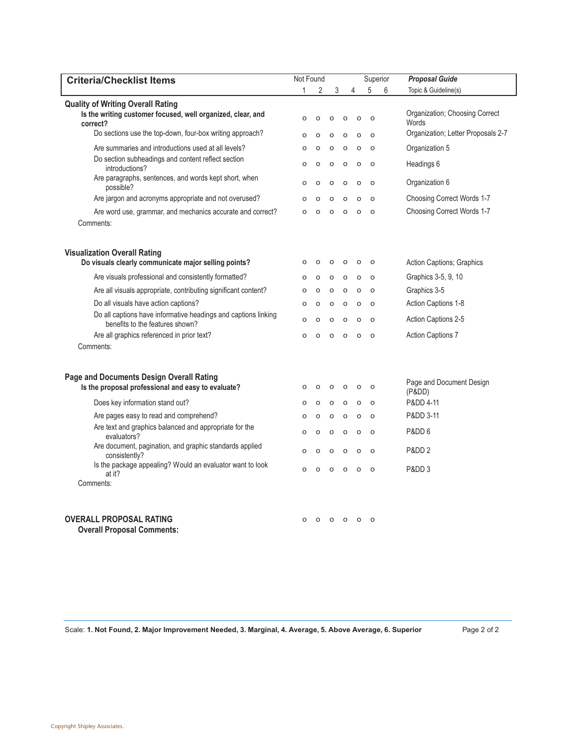| Criteria/Checklist Items | Not Found 1 | 2 | 3 | 4 | 5 | Superior 6 | *Proposal Guide* Topic & Guideline(s) |
|---|---|---|---|---|---|---|---|
| **Quality of Writing Overall Rating** | | | | | | | |
| **Is the writing customer focused, well organized, clear, and correct?** | o | o | o | o | o | o | Organization; Choosing Correct Words |
| Do sections use the top-down, four-box writing approach? | o | o | o | o | o | o | Organization; Letter Proposals 2-7 |
| Are summaries and introductions used at all levels? | o | o | o | o | o | o | Organization 5 |
| Do section subheadings and content reflect section introductions? | o | o | o | o | o | o | Headings 6 |
| Are paragraphs, sentences, and words kept short, when possible? | o | o | o | o | o | o | Organization 6 |
| Are jargon and acronyms appropriate and not overused? | o | o | o | o | o | o | Choosing Correct Words 1-7 |
| Are word use, grammar, and mechanics accurate and correct? | o | o | o | o | o | o | Choosing Correct Words 1-7 |
| Comments: | | | | | | | |
| **Visualization Overall Rating** | | | | | | | |
| **Do visuals clearly communicate major selling points?** | o | o | o | o | o | o | Action Captions; Graphics |
| Are visuals professional and consistently formatted? | o | o | o | o | o | o | Graphics 3-5, 9, 10 |
| Are all visuals appropriate, contributing significant content? | o | o | o | o | o | o | Graphics 3-5 |
| Do all visuals have action captions? | o | o | o | o | o | o | Action Captions 1-8 |
| Do all captions have informative headings and captions linking benefits to the features shown? | o | o | o | o | o | o | Action Captions 2-5 |
| Are all graphics referenced in prior text? | o | o | o | o | o | o | Action Captions 7 |
| Comments: | | | | | | | |
| **Page and Documents Design Overall Rating** | | | | | | | |
| **Is the proposal professional and easy to evaluate?** | o | o | o | o | o | o | Page and Document Design (P&DD) |
| Does key information stand out? | o | o | o | o | o | o | P&DD 4-11 |
| Are pages easy to read and comprehend? | o | o | o | o | o | o | P&DD 3-11 |
| Are text and graphics balanced and appropriate for the evaluators? | o | o | o | o | o | o | P&DD 6 |
| Are document, pagination, and graphic standards applied consistently? | o | o | o | o | o | o | P&DD 2 |
| Is the package appealing? Would an evaluator want to look at it? | o | o | o | o | o | o | P&DD 3 |
| Comments: | | | | | | | |
| **OVERALL PROPOSAL RATING** | o | o | o | o | o | o | |
| **Overall Proposal Comments:** | | | | | | | |

Scale: **1. Not Found, 2. Major Improvement Needed, 3. Marginal, 4. Average, 5. Above Average, 6. Superior**

Copyright Shipley Associates.